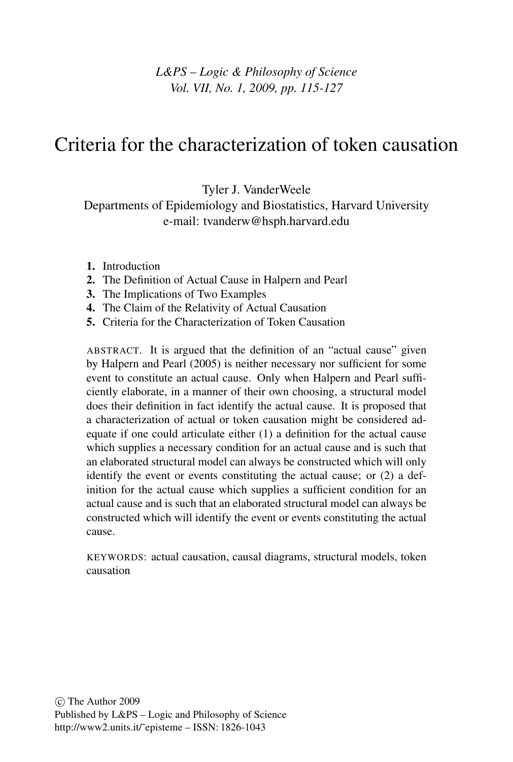# Criteria for the characterization of token causation

Tyler J. VanderWeele
Departments of Epidemiology and Biostatistics, Harvard University
e-mail: tvanderw@hsph.harvard.edu

1. Introduction
2. The Definition of Actual Cause in Halpern and Pearl
3. The Implications of Two Examples
4. The Claim of the Relativity of Actual Causation
5. Criteria for the Characterization of Token Causation

ABSTRACT. It is argued that the definition of an "actual cause" given by Halpern and Pearl (2005) is neither necessary nor sufficient for some event to constitute an actual cause. Only when Halpern and Pearl sufficiently elaborate, in a manner of their own choosing, a structural model does their definition in fact identify the actual cause. It is proposed that a characterization of actual or token causation might be considered adequate if one could articulate either (1) a definition for the actual cause which supplies a necessary condition for an actual cause and is such that an elaborated structural model can always be constructed which will only identify the event or events constituting the actual cause; or (2) a definition for the actual cause which supplies a sufficient condition for an actual cause and is such that an elaborated structural model can always be constructed which will identify the event or events constituting the actual cause.

KEYWORDS: actual causation, causal diagrams, structural models, token causation

© The Author 2009
Published by L&PS – Logic and Philosophy of Science
http://www2.units.it/~episteme – ISSN: 1826-1043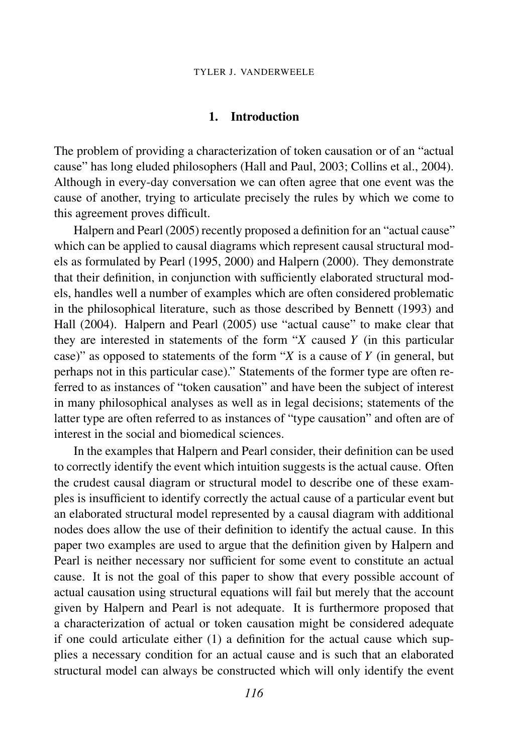## 1. Introduction

The problem of providing a characterization of token causation or of an "actual cause" has long eluded philosophers (Hall and Paul, 2003; Collins et al., 2004). Although in every-day conversation we can often agree that one event was the cause of another, trying to articulate precisely the rules by which we come to this agreement proves difficult.

Halpern and Pearl (2005) recently proposed a definition for an "actual cause" which can be applied to causal diagrams which represent causal structural models as formulated by Pearl (1995, 2000) and Halpern (2000). They demonstrate that their definition, in conjunction with sufficiently elaborated structural models, handles well a number of examples which are often considered problematic in the philosophical literature, such as those described by Bennett (1993) and Hall (2004). Halpern and Pearl (2005) use "actual cause" to make clear that they are interested in statements of the form "*X* caused *Y* (in this particular case)" as opposed to statements of the form "*X* is a cause of *Y* (in general, but perhaps not in this particular case)." Statements of the former type are often referred to as instances of "token causation" and have been the subject of interest in many philosophical analyses as well as in legal decisions; statements of the latter type are often referred to as instances of "type causation" and often are of interest in the social and biomedical sciences.

In the examples that Halpern and Pearl consider, their definition can be used to correctly identify the event which intuition suggests is the actual cause. Often the crudest causal diagram or structural model to describe one of these examples is insufficient to identify correctly the actual cause of a particular event but an elaborated structural model represented by a causal diagram with additional nodes does allow the use of their definition to identify the actual cause. In this paper two examples are used to argue that the definition given by Halpern and Pearl is neither necessary nor sufficient for some event to constitute an actual cause. It is not the goal of this paper to show that every possible account of actual causation using structural equations will fail but merely that the account given by Halpern and Pearl is not adequate. It is furthermore proposed that a characterization of actual or token causation might be considered adequate if one could articulate either (1) a definition for the actual cause which supplies a necessary condition for an actual cause and is such that an elaborated structural model can always be constructed which will only identify the event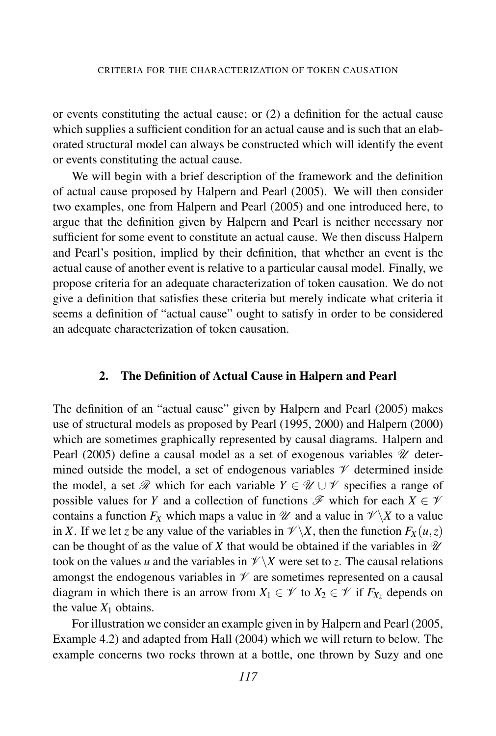or events constituting the actual cause; or (2) a definition for the actual cause which supplies a sufficient condition for an actual cause and is such that an elaborated structural model can always be constructed which will identify the event or events constituting the actual cause.

We will begin with a brief description of the framework and the definition of actual cause proposed by Halpern and Pearl (2005). We will then consider two examples, one from Halpern and Pearl (2005) and one introduced here, to argue that the definition given by Halpern and Pearl is neither necessary nor sufficient for some event to constitute an actual cause. We then discuss Halpern and Pearl's position, implied by their definition, that whether an event is the actual cause of another event is relative to a particular causal model. Finally, we propose criteria for an adequate characterization of token causation. We do not give a definition that satisfies these criteria but merely indicate what criteria it seems a definition of "actual cause" ought to satisfy in order to be considered an adequate characterization of token causation.

## 2. The Definition of Actual Cause in Halpern and Pearl

The definition of an "actual cause" given by Halpern and Pearl (2005) makes use of structural models as proposed by Pearl (1995, 2000) and Halpern (2000) which are sometimes graphically represented by causal diagrams. Halpern and Pearl (2005) define a causal model as a set of exogenous variables $\mathscr{U}$ determined outside the model, a set of endogenous variables $\mathscr{V}$ determined inside the model, a set $\mathscr{R}$ which for each variable $Y \in \mathscr{U} \cup \mathscr{V}$ specifies a range of possible values for $Y$ and a collection of functions $\mathscr{F}$ which for each $X \in \mathscr{V}$ contains a function $F_X$ which maps a value in $\mathscr{U}$ and a value in $\mathscr{V} \backslash X$ to a value in $X$. If we let $z$ be any value of the variables in $\mathscr{V} \backslash X$, then the function $F_X(u,z)$ can be thought of as the value of $X$ that would be obtained if the variables in $\mathscr{U}$ took on the values $u$ and the variables in $\mathscr{V} \backslash X$ were set to $z$. The causal relations amongst the endogenous variables in $\mathscr{V}$ are sometimes represented on a causal diagram in which there is an arrow from $X_1 \in \mathscr{V}$ to $X_2 \in \mathscr{V}$ if $F_{X_2}$ depends on the value $X_1$ obtains.

For illustration we consider an example given in by Halpern and Pearl (2005, Example 4.2) and adapted from Hall (2004) which we will return to below. The example concerns two rocks thrown at a bottle, one thrown by Suzy and one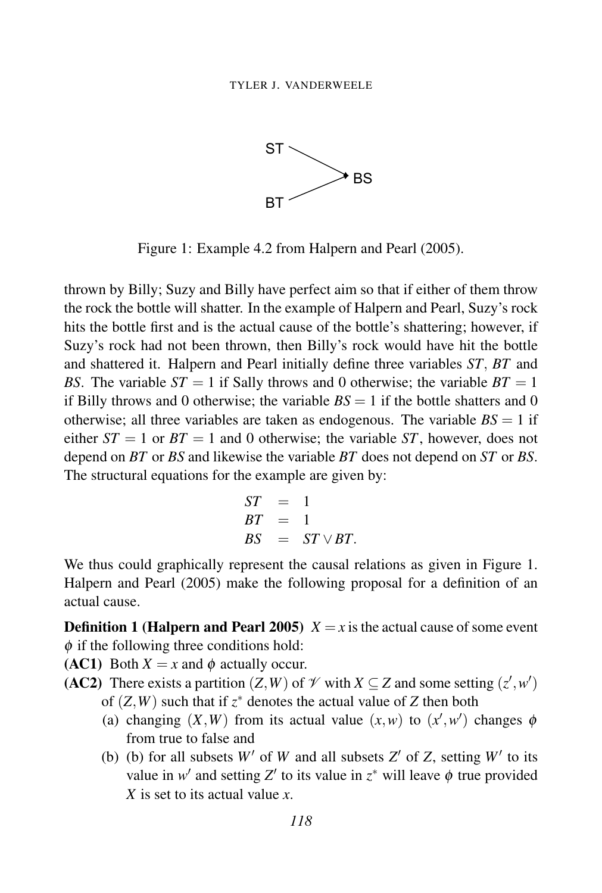Figure 1: Example 4.2 from Halpern and Pearl (2005).

thrown by Billy; Suzy and Billy have perfect aim so that if either of them throw the rock the bottle will shatter. In the example of Halpern and Pearl, Suzy's rock hits the bottle first and is the actual cause of the bottle's shattering; however, if Suzy's rock had not been thrown, then Billy's rock would have hit the bottle and shattered it. Halpern and Pearl initially define three variables $ST$, $BT$ and $BS$. The variable $ST = 1$ if Sally throws and 0 otherwise; the variable $BT = 1$ if Billy throws and 0 otherwise; the variable $BS = 1$ if the bottle shatters and 0 otherwise; all three variables are taken as endogenous. The variable $BS = 1$ if either $ST = 1$ or $BT = 1$ and 0 otherwise; the variable $ST$, however, does not depend on $BT$ or $BS$ and likewise the variable $BT$ does not depend on $ST$ or $BS$. The structural equations for the example are given by:

$$
\begin{aligned}
ST &= 1 \\
BT &= 1 \\
BS &= ST \vee BT.
\end{aligned}
$$

We thus could graphically represent the causal relations as given in Figure 1. Halpern and Pearl (2005) make the following proposal for a definition of an actual cause.

**Definition 1 (Halpern and Pearl 2005)** $X = x$ is the actual cause of some event $\phi$ if the following three conditions hold:

**(AC1)** Both $X = x$ and $\phi$ actually occur.

**(AC2)** There exists a partition $(Z,W)$ of $\mathscr{V}$ with $X \subseteq Z$ and some setting $(z',w')$ of $(Z,W)$ such that if $z^*$ denotes the actual value of $Z$ then both

- (a) changing $(X,W)$ from its actual value $(x,w)$ to $(x',w')$ changes $\phi$ from true to false and
- (b) (b) for all subsets $W'$ of $W$ and all subsets $Z'$ of $Z$, setting $W'$ to its value in $w'$ and setting $Z'$ to its value in $z^*$ will leave $\phi$ true provided $X$ is set to its actual value $x$.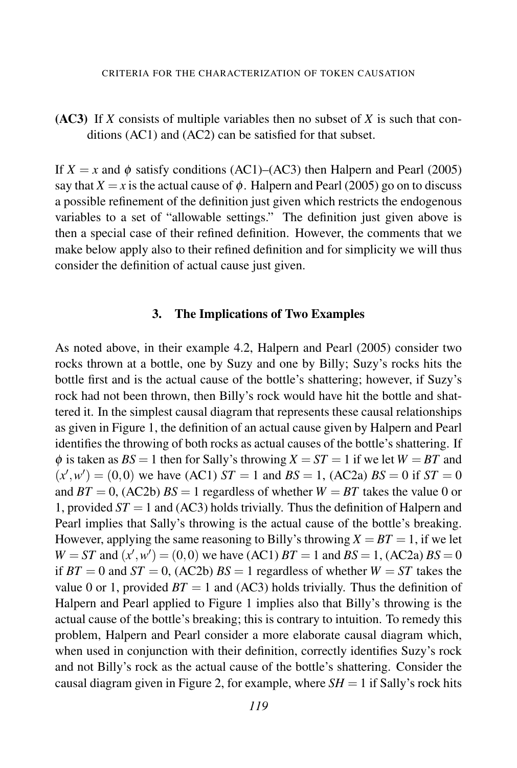**(AC3)** If $X$ consists of multiple variables then no subset of $X$ is such that conditions (AC1) and (AC2) can be satisfied for that subset.

If $X = x$ and $\phi$ satisfy conditions (AC1)–(AC3) then Halpern and Pearl (2005) say that $X = x$ is the actual cause of $\phi$. Halpern and Pearl (2005) go on to discuss a possible refinement of the definition just given which restricts the endogenous variables to a set of "allowable settings." The definition just given above is then a special case of their refined definition. However, the comments that we make below apply also to their refined definition and for simplicity we will thus consider the definition of actual cause just given.

## 3. The Implications of Two Examples

As noted above, in their example 4.2, Halpern and Pearl (2005) consider two rocks thrown at a bottle, one by Suzy and one by Billy; Suzy's rocks hits the bottle first and is the actual cause of the bottle's shattering; however, if Suzy's rock had not been thrown, then Billy's rock would have hit the bottle and shattered it. In the simplest causal diagram that represents these causal relationships as given in Figure 1, the definition of an actual cause given by Halpern and Pearl identifies the throwing of both rocks as actual causes of the bottle's shattering. If $\phi$ is taken as $BS = 1$ then for Sally's throwing $X = ST = 1$ if we let $W = BT$ and $(x', w') = (0,0)$ we have (AC1) $ST = 1$ and $BS = 1$, (AC2a) $BS = 0$ if $ST = 0$ and $BT = 0$, (AC2b) $BS = 1$ regardless of whether $W = BT$ takes the value 0 or 1, provided $ST = 1$ and (AC3) holds trivially. Thus the definition of Halpern and Pearl implies that Sally's throwing is the actual cause of the bottle's breaking. However, applying the same reasoning to Billy's throwing $X = BT = 1$, if we let $W = ST$ and $(x', w') = (0,0)$ we have (AC1) $BT = 1$ and $BS = 1$, (AC2a) $BS = 0$ if $BT = 0$ and $ST = 0$, (AC2b) $BS = 1$ regardless of whether $W = ST$ takes the value 0 or 1, provided $BT = 1$ and (AC3) holds trivially. Thus the definition of Halpern and Pearl applied to Figure 1 implies also that Billy's throwing is the actual cause of the bottle's breaking; this is contrary to intuition. To remedy this problem, Halpern and Pearl consider a more elaborate causal diagram which, when used in conjunction with their definition, correctly identifies Suzy's rock and not Billy's rock as the actual cause of the bottle's shattering. Consider the causal diagram given in Figure 2, for example, where $SH = 1$ if Sally's rock hits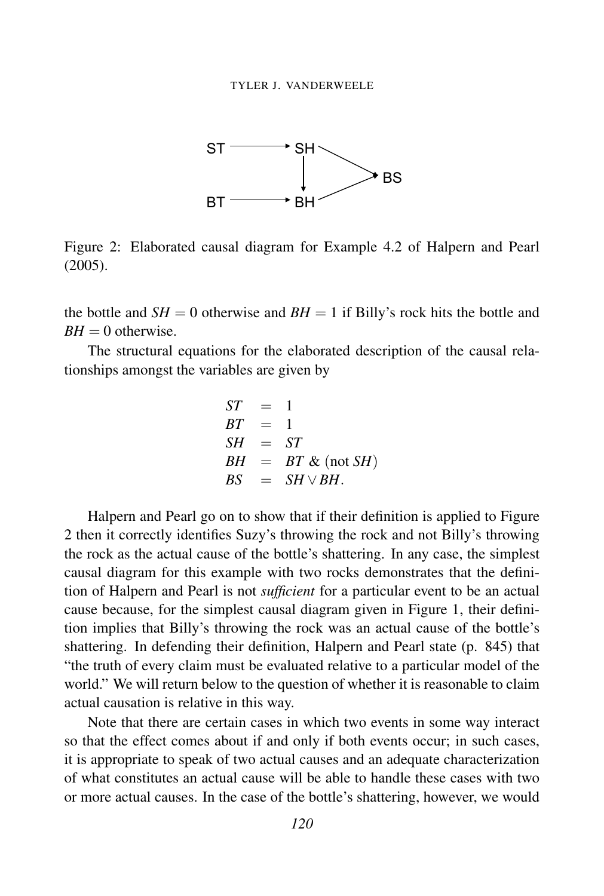Figure 2: Elaborated causal diagram for Example 4.2 of Halpern and Pearl (2005).

the bottle and $SH = 0$ otherwise and $BH = 1$ if Billy's rock hits the bottle and $BH = 0$ otherwise.

The structural equations for the elaborated description of the causal relationships amongst the variables are given by

$$
\begin{aligned}
ST &= 1 \\
BT &= 1 \\
SH &= ST \\
BH &= BT \ \& \ (\text{not } SH) \\
BS &= SH \vee BH.
\end{aligned}
$$

Halpern and Pearl go on to show that if their definition is applied to Figure 2 then it correctly identifies Suzy's throwing the rock and not Billy's throwing the rock as the actual cause of the bottle's shattering. In any case, the simplest causal diagram for this example with two rocks demonstrates that the definition of Halpern and Pearl is not *sufficient* for a particular event to be an actual cause because, for the simplest causal diagram given in Figure 1, their definition implies that Billy's throwing the rock was an actual cause of the bottle's shattering. In defending their definition, Halpern and Pearl state (p. 845) that "the truth of every claim must be evaluated relative to a particular model of the world." We will return below to the question of whether it is reasonable to claim actual causation is relative in this way.

Note that there are certain cases in which two events in some way interact so that the effect comes about if and only if both events occur; in such cases, it is appropriate to speak of two actual causes and an adequate characterization of what constitutes an actual cause will be able to handle these cases with two or more actual causes. In the case of the bottle's shattering, however, we would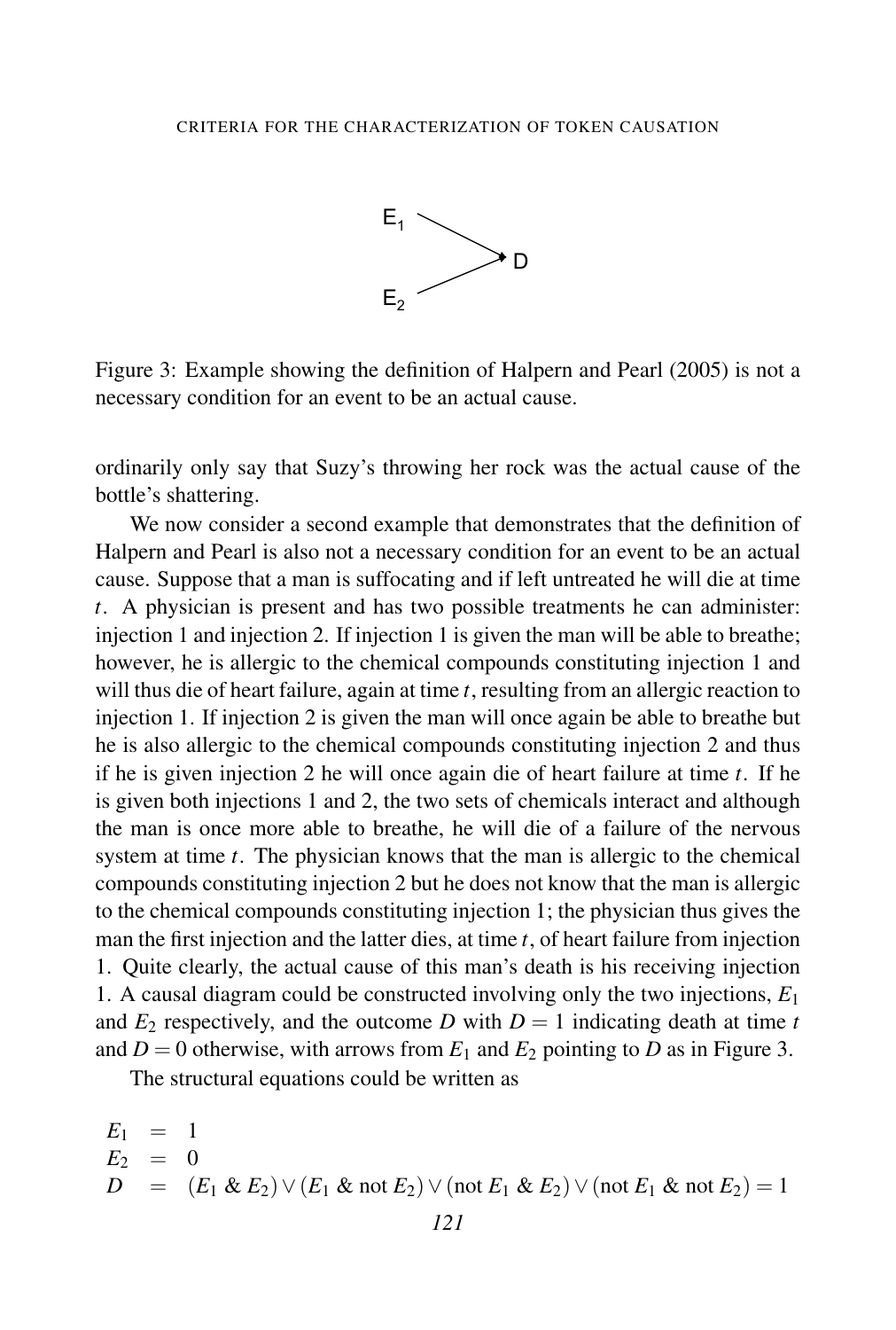Figure 3: Example showing the definition of Halpern and Pearl (2005) is not a necessary condition for an event to be an actual cause.

ordinarily only say that Suzy's throwing her rock was the actual cause of the bottle's shattering.

We now consider a second example that demonstrates that the definition of Halpern and Pearl is also not a necessary condition for an event to be an actual cause. Suppose that a man is suffocating and if left untreated he will die at time $t$. A physician is present and has two possible treatments he can administer: injection 1 and injection 2. If injection 1 is given the man will be able to breathe; however, he is allergic to the chemical compounds constituting injection 1 and will thus die of heart failure, again at time $t$, resulting from an allergic reaction to injection 1. If injection 2 is given the man will once again be able to breathe but he is also allergic to the chemical compounds constituting injection 2 and thus if he is given injection 2 he will once again die of heart failure at time $t$. If he is given both injections 1 and 2, the two sets of chemicals interact and although the man is once more able to breathe, he will die of a failure of the nervous system at time $t$. The physician knows that the man is allergic to the chemical compounds constituting injection 2 but he does not know that the man is allergic to the chemical compounds constituting injection 1; the physician thus gives the man the first injection and the latter dies, at time $t$, of heart failure from injection 1. Quite clearly, the actual cause of this man's death is his receiving injection 1. A causal diagram could be constructed involving only the two injections, $E_1$ and $E_2$ respectively, and the outcome $D$ with $D = 1$ indicating death at time $t$ and $D = 0$ otherwise, with arrows from $E_1$ and $E_2$ pointing to $D$ as in Figure 3.

The structural equations could be written as

$$
\begin{aligned}
E_1 &= 1 \\
E_2 &= 0 \\
D &= (E_1 \;\&\; E_2) \vee (E_1 \;\&\; \text{not } E_2) \vee (\text{not } E_1 \;\&\; E_2) \vee (\text{not } E_1 \;\&\; \text{not } E_2) = 1
\end{aligned}
$$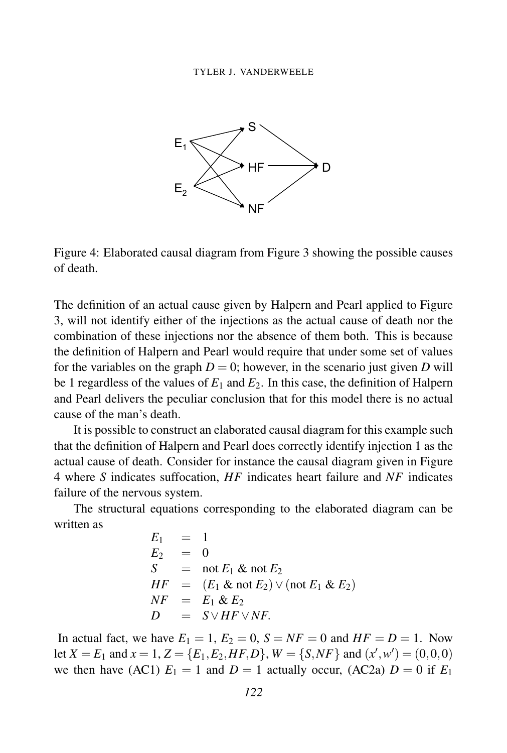Figure 4: Elaborated causal diagram from Figure 3 showing the possible causes of death.

The definition of an actual cause given by Halpern and Pearl applied to Figure 3, will not identify either of the injections as the actual cause of death nor the combination of these injections nor the absence of them both. This is because the definition of Halpern and Pearl would require that under some set of values for the variables on the graph $D = 0$; however, in the scenario just given $D$ will be 1 regardless of the values of $E_1$ and $E_2$. In this case, the definition of Halpern and Pearl delivers the peculiar conclusion that for this model there is no actual cause of the man's death.

It is possible to construct an elaborated causal diagram for this example such that the definition of Halpern and Pearl does correctly identify injection 1 as the actual cause of death. Consider for instance the causal diagram given in Figure 4 where $S$ indicates suffocation, $HF$ indicates heart failure and $NF$ indicates failure of the nervous system.

The structural equations corresponding to the elaborated diagram can be written as

$$
\begin{aligned}
E_1 &= 1 \\
E_2 &= 0 \\
S &= \text{not } E_1 \text{ \& not } E_2 \\
HF &= (E_1 \text{ \& not } E_2) \vee (\text{not } E_1 \text{ \& } E_2) \\
NF &= E_1 \text{ \& } E_2 \\
D &= S \vee HF \vee NF.
\end{aligned}
$$

In actual fact, we have $E_1 = 1$, $E_2 = 0$, $S = NF = 0$ and $HF = D = 1$. Now let $X = E_1$ and $x = 1$, $Z = \{E_1, E_2, HF, D\}$, $W = \{S, NF\}$ and $(x', w') = (0, 0, 0)$ we then have (AC1) $E_1 = 1$ and $D = 1$ actually occur, (AC2a) $D = 0$ if $E_1$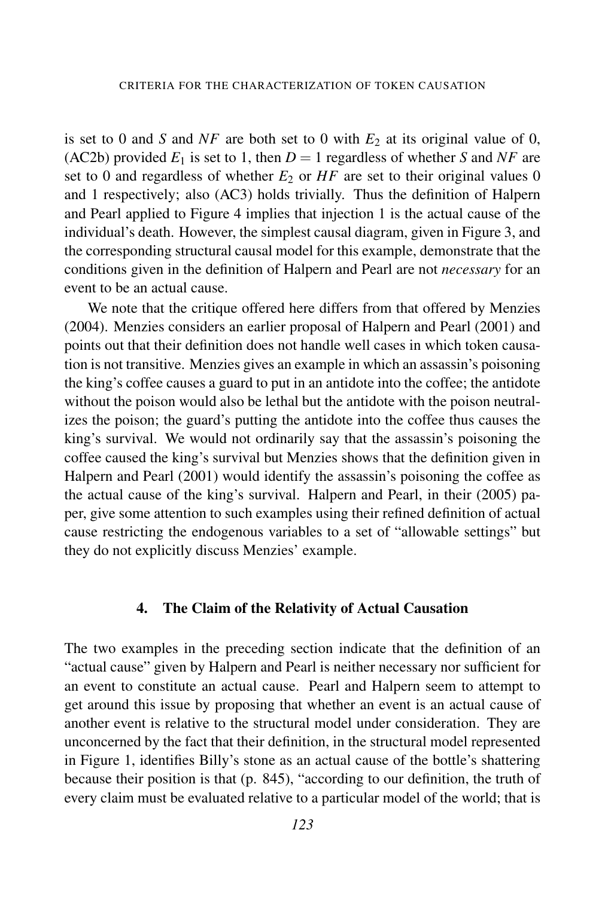is set to 0 and $S$ and $NF$ are both set to 0 with $E_2$ at its original value of 0, (AC2b) provided $E_1$ is set to 1, then $D = 1$ regardless of whether $S$ and $NF$ are set to 0 and regardless of whether $E_2$ or $HF$ are set to their original values 0 and 1 respectively; also (AC3) holds trivially. Thus the definition of Halpern and Pearl applied to Figure 4 implies that injection 1 is the actual cause of the individual's death. However, the simplest causal diagram, given in Figure 3, and the corresponding structural causal model for this example, demonstrate that the conditions given in the definition of Halpern and Pearl are not *necessary* for an event to be an actual cause.

We note that the critique offered here differs from that offered by Menzies (2004). Menzies considers an earlier proposal of Halpern and Pearl (2001) and points out that their definition does not handle well cases in which token causation is not transitive. Menzies gives an example in which an assassin's poisoning the king's coffee causes a guard to put in an antidote into the coffee; the antidote without the poison would also be lethal but the antidote with the poison neutralizes the poison; the guard's putting the antidote into the coffee thus causes the king's survival. We would not ordinarily say that the assassin's poisoning the coffee caused the king's survival but Menzies shows that the definition given in Halpern and Pearl (2001) would identify the assassin's poisoning the coffee as the actual cause of the king's survival. Halpern and Pearl, in their (2005) paper, give some attention to such examples using their refined definition of actual cause restricting the endogenous variables to a set of "allowable settings" but they do not explicitly discuss Menzies' example.

## 4. The Claim of the Relativity of Actual Causation

The two examples in the preceding section indicate that the definition of an "actual cause" given by Halpern and Pearl is neither necessary nor sufficient for an event to constitute an actual cause. Pearl and Halpern seem to attempt to get around this issue by proposing that whether an event is an actual cause of another event is relative to the structural model under consideration. They are unconcerned by the fact that their definition, in the structural model represented in Figure 1, identifies Billy's stone as an actual cause of the bottle's shattering because their position is that (p. 845), "according to our definition, the truth of every claim must be evaluated relative to a particular model of the world; that is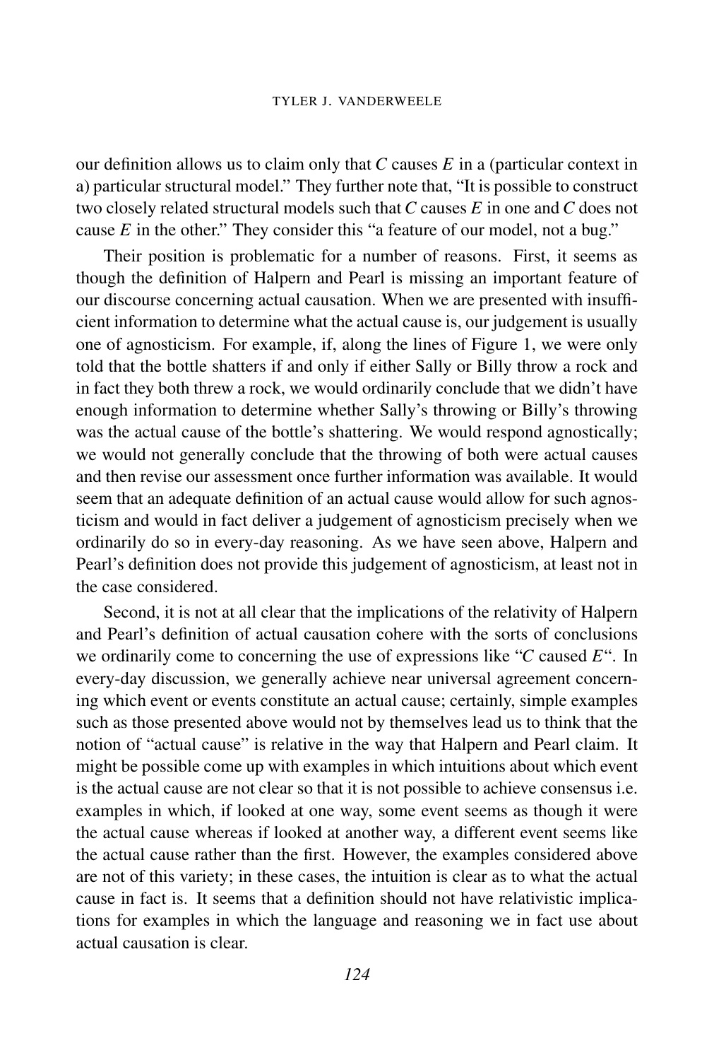our definition allows us to claim only that $C$ causes $E$ in a (particular context in a) particular structural model." They further note that, "It is possible to construct two closely related structural models such that $C$ causes $E$ in one and $C$ does not cause $E$ in the other." They consider this "a feature of our model, not a bug."

Their position is problematic for a number of reasons. First, it seems as though the definition of Halpern and Pearl is missing an important feature of our discourse concerning actual causation. When we are presented with insufficient information to determine what the actual cause is, our judgement is usually one of agnosticism. For example, if, along the lines of Figure 1, we were only told that the bottle shatters if and only if either Sally or Billy throw a rock and in fact they both threw a rock, we would ordinarily conclude that we didn't have enough information to determine whether Sally's throwing or Billy's throwing was the actual cause of the bottle's shattering. We would respond agnostically; we would not generally conclude that the throwing of both were actual causes and then revise our assessment once further information was available. It would seem that an adequate definition of an actual cause would allow for such agnosticism and would in fact deliver a judgement of agnosticism precisely when we ordinarily do so in every-day reasoning. As we have seen above, Halpern and Pearl's definition does not provide this judgement of agnosticism, at least not in the case considered.

Second, it is not at all clear that the implications of the relativity of Halpern and Pearl's definition of actual causation cohere with the sorts of conclusions we ordinarily come to concerning the use of expressions like "$C$ caused $E$". In every-day discussion, we generally achieve near universal agreement concerning which event or events constitute an actual cause; certainly, simple examples such as those presented above would not by themselves lead us to think that the notion of "actual cause" is relative in the way that Halpern and Pearl claim. It might be possible come up with examples in which intuitions about which event is the actual cause are not clear so that it is not possible to achieve consensus i.e. examples in which, if looked at one way, some event seems as though it were the actual cause whereas if looked at another way, a different event seems like the actual cause rather than the first. However, the examples considered above are not of this variety; in these cases, the intuition is clear as to what the actual cause in fact is. It seems that a definition should not have relativistic implications for examples in which the language and reasoning we in fact use about actual causation is clear.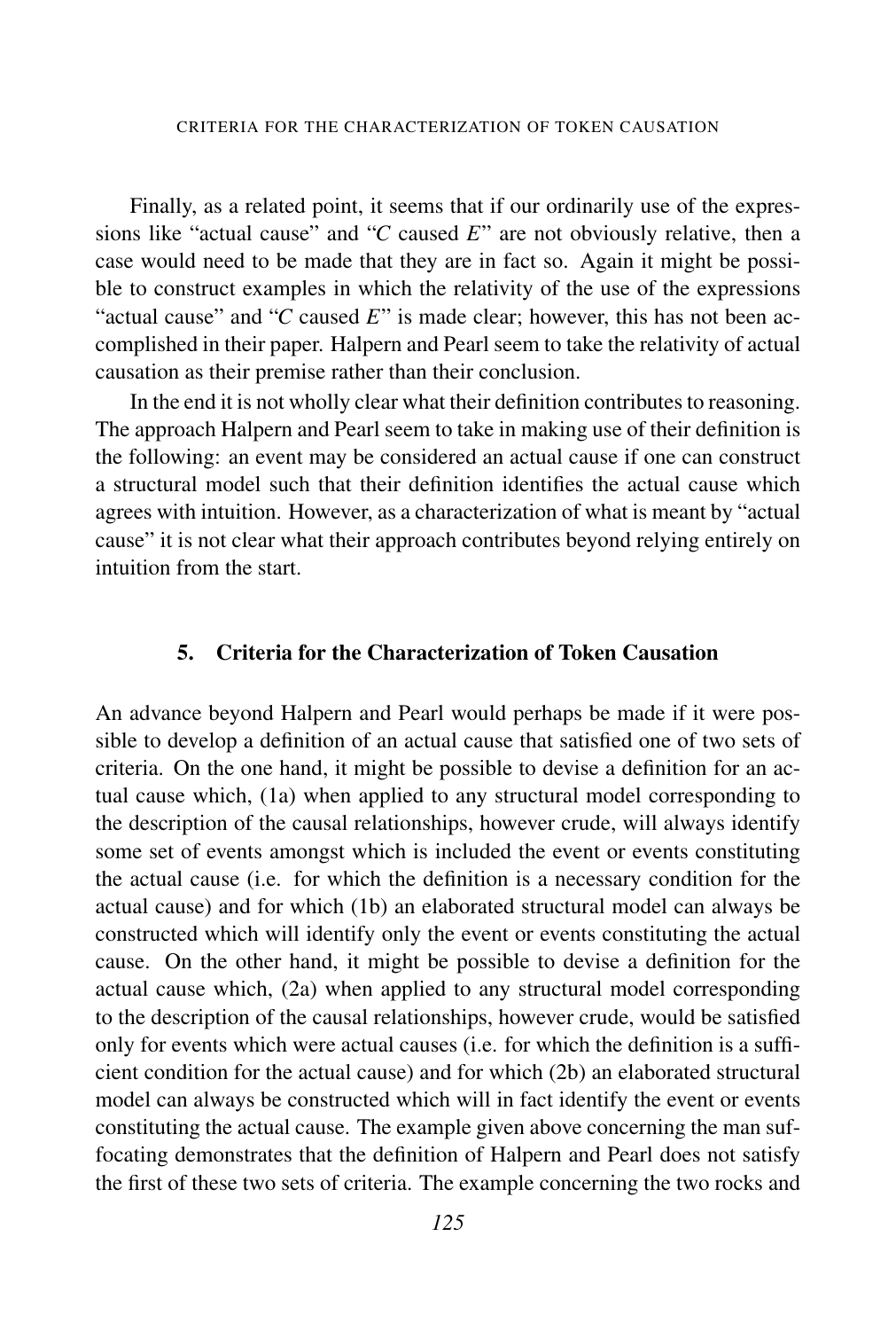Finally, as a related point, it seems that if our ordinarily use of the expressions like "actual cause" and "*C* caused *E*" are not obviously relative, then a case would need to be made that they are in fact so. Again it might be possible to construct examples in which the relativity of the use of the expressions "actual cause" and "*C* caused *E*" is made clear; however, this has not been accomplished in their paper. Halpern and Pearl seem to take the relativity of actual causation as their premise rather than their conclusion.

In the end it is not wholly clear what their definition contributes to reasoning. The approach Halpern and Pearl seem to take in making use of their definition is the following: an event may be considered an actual cause if one can construct a structural model such that their definition identifies the actual cause which agrees with intuition. However, as a characterization of what is meant by "actual cause" it is not clear what their approach contributes beyond relying entirely on intuition from the start.

## 5. Criteria for the Characterization of Token Causation

An advance beyond Halpern and Pearl would perhaps be made if it were possible to develop a definition of an actual cause that satisfied one of two sets of criteria. On the one hand, it might be possible to devise a definition for an actual cause which, (1a) when applied to any structural model corresponding to the description of the causal relationships, however crude, will always identify some set of events amongst which is included the event or events constituting the actual cause (i.e. for which the definition is a necessary condition for the actual cause) and for which (1b) an elaborated structural model can always be constructed which will identify only the event or events constituting the actual cause. On the other hand, it might be possible to devise a definition for the actual cause which, (2a) when applied to any structural model corresponding to the description of the causal relationships, however crude, would be satisfied only for events which were actual causes (i.e. for which the definition is a sufficient condition for the actual cause) and for which (2b) an elaborated structural model can always be constructed which will in fact identify the event or events constituting the actual cause. The example given above concerning the man suffocating demonstrates that the definition of Halpern and Pearl does not satisfy the first of these two sets of criteria. The example concerning the two rocks and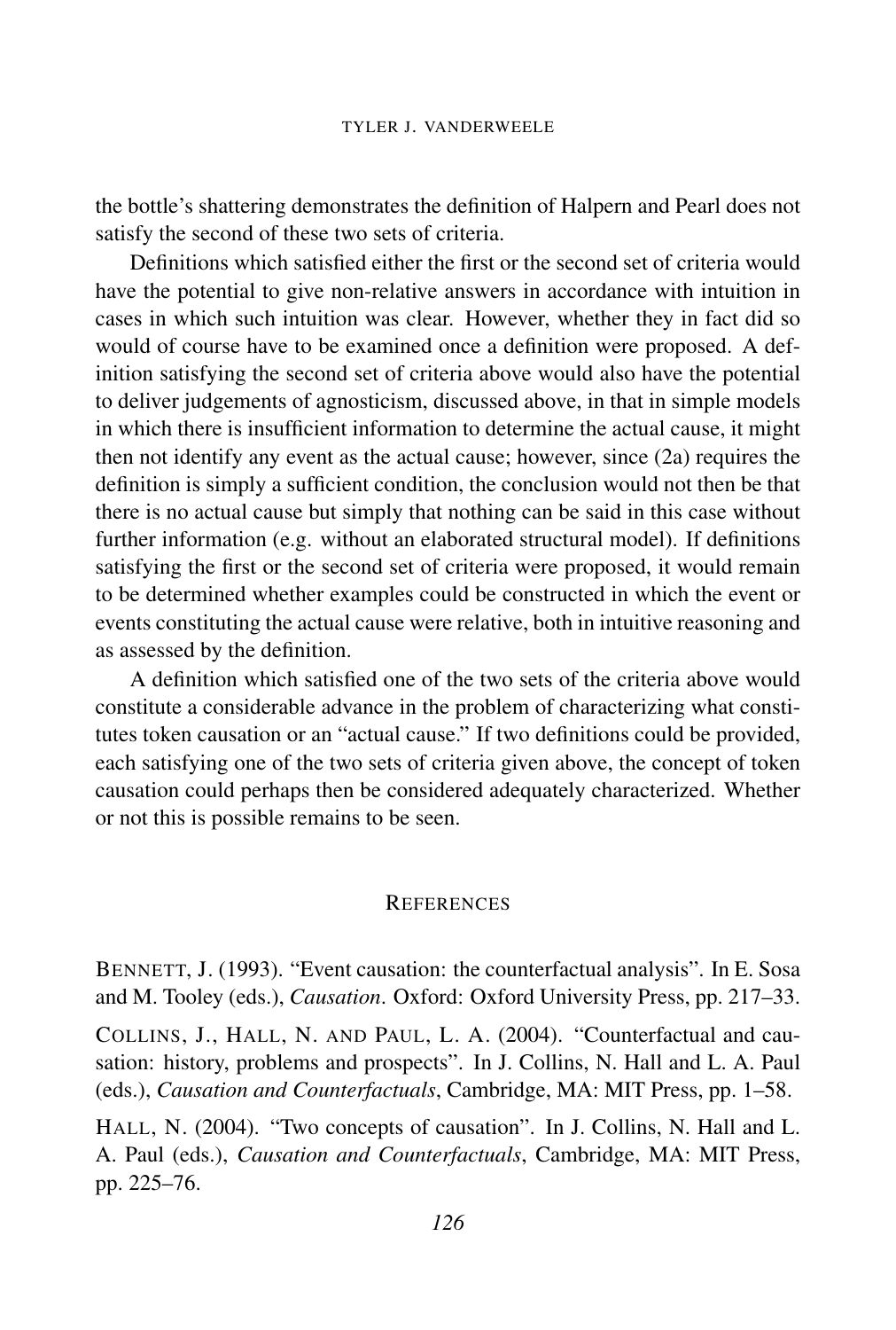the bottle's shattering demonstrates the definition of Halpern and Pearl does not satisfy the second of these two sets of criteria.

Definitions which satisfied either the first or the second set of criteria would have the potential to give non-relative answers in accordance with intuition in cases in which such intuition was clear. However, whether they in fact did so would of course have to be examined once a definition were proposed. A definition satisfying the second set of criteria above would also have the potential to deliver judgements of agnosticism, discussed above, in that in simple models in which there is insufficient information to determine the actual cause, it might then not identify any event as the actual cause; however, since (2a) requires the definition is simply a sufficient condition, the conclusion would not then be that there is no actual cause but simply that nothing can be said in this case without further information (e.g. without an elaborated structural model). If definitions satisfying the first or the second set of criteria were proposed, it would remain to be determined whether examples could be constructed in which the event or events constituting the actual cause were relative, both in intuitive reasoning and as assessed by the definition.

A definition which satisfied one of the two sets of the criteria above would constitute a considerable advance in the problem of characterizing what constitutes token causation or an "actual cause." If two definitions could be provided, each satisfying one of the two sets of criteria given above, the concept of token causation could perhaps then be considered adequately characterized. Whether or not this is possible remains to be seen.

## References

Bennett, J. (1993). "Event causation: the counterfactual analysis". In E. Sosa and M. Tooley (eds.), *Causation*. Oxford: Oxford University Press, pp. 217–33.

Collins, J., Hall, N. and Paul, L. A. (2004). "Counterfactual and causation: history, problems and prospects". In J. Collins, N. Hall and L. A. Paul (eds.), *Causation and Counterfactuals*, Cambridge, MA: MIT Press, pp. 1–58.

Hall, N. (2004). "Two concepts of causation". In J. Collins, N. Hall and L. A. Paul (eds.), *Causation and Counterfactuals*, Cambridge, MA: MIT Press, pp. 225–76.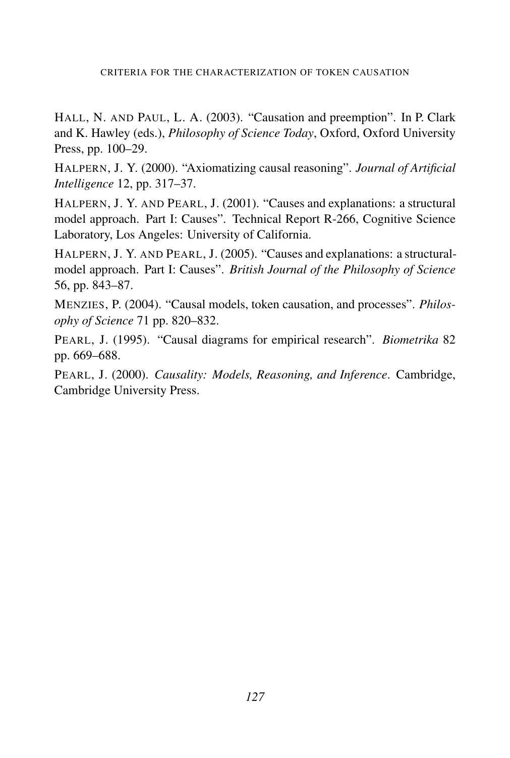HALL, N. AND PAUL, L. A. (2003). "Causation and preemption". In P. Clark and K. Hawley (eds.), *Philosophy of Science Today*, Oxford, Oxford University Press, pp. 100–29.

HALPERN, J. Y. (2000). "Axiomatizing causal reasoning". *Journal of Artificial Intelligence* 12, pp. 317–37.

HALPERN, J. Y. AND PEARL, J. (2001). "Causes and explanations: a structural model approach. Part I: Causes". Technical Report R-266, Cognitive Science Laboratory, Los Angeles: University of California.

HALPERN, J. Y. AND PEARL, J. (2005). "Causes and explanations: a structural-model approach. Part I: Causes". *British Journal of the Philosophy of Science* 56, pp. 843–87.

MENZIES, P. (2004). "Causal models, token causation, and processes". *Philosophy of Science* 71 pp. 820–832.

PEARL, J. (1995). "Causal diagrams for empirical research". *Biometrika* 82 pp. 669–688.

PEARL, J. (2000). *Causality: Models, Reasoning, and Inference*. Cambridge, Cambridge University Press.